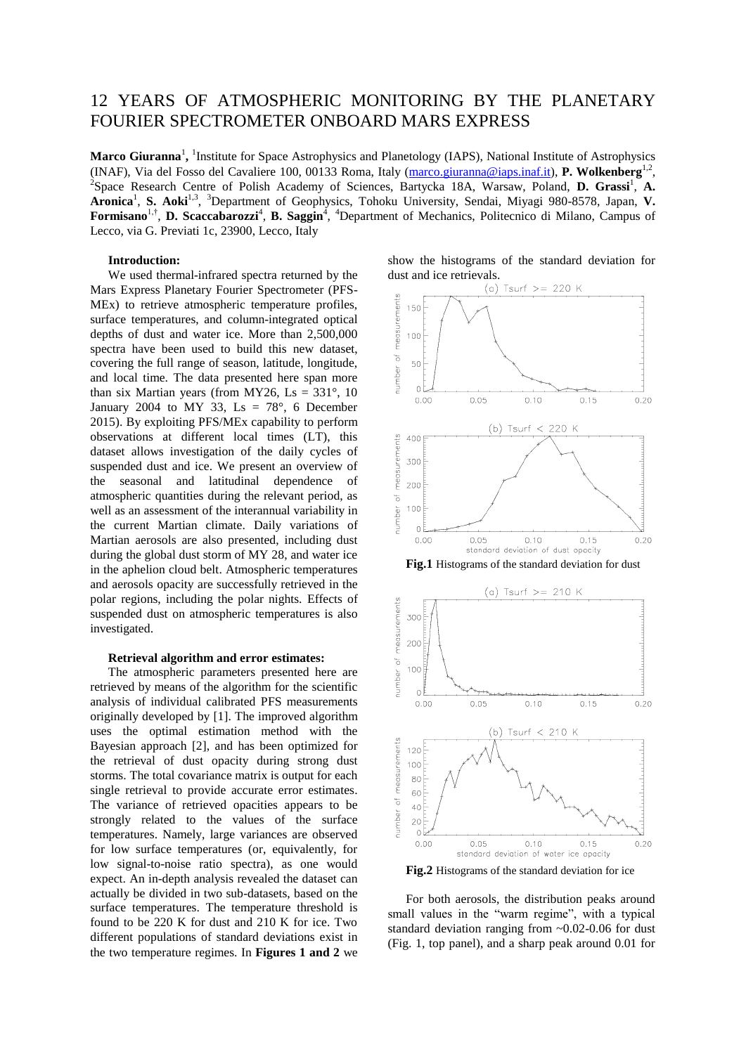# 12 YEARS OF ATMOSPHERIC MONITORING BY THE PLANETARY FOURIER SPECTROMETER ONBOARD MARS EXPRESS

**Marco Giuranna**[1], [1]Institute for Space Astrophysics and Planetology (IAPS), National Institute of Astrophysics (INAF), Via del Fosso del Cavaliere 100, 00133 Roma, Italy (marco.giuranna@iaps.inaf.it), **P. Wolkenberg**[1,2], [2]Space Research Centre of Polish Academy of Sciences, Bartycka 18A, Warsaw, Poland, **D. Grassi**[1], **A. Aronica**[1], **S. Aoki**[1,3], [3]Department of Geophysics, Tohoku University, Sendai, Miyagi 980-8578, Japan, **V. Formisano**[1,†], **D. Scaccabarozzi**[4], **B. Saggin**[4], [4]Department of Mechanics, Politecnico di Milano, Campus of Lecco, via G. Previati 1c, 23900, Lecco, Italy

**Introduction:**

We used thermal-infrared spectra returned by the Mars Express Planetary Fourier Spectrometer (PFS-MEx) to retrieve atmospheric temperature profiles, surface temperatures, and column-integrated optical depths of dust and water ice. More than 2,500,000 spectra have been used to build this new dataset, covering the full range of season, latitude, longitude, and local time. The data presented here span more than six Martian years (from MY26, Ls = 331°, 10 January 2004 to MY 33, Ls = 78°, 6 December 2015). By exploiting PFS/MEx capability to perform observations at different local times (LT), this dataset allows investigation of the daily cycles of suspended dust and ice. We present an overview of the seasonal and latitudinal dependence of atmospheric quantities during the relevant period, as well as an assessment of the interannual variability in the current Martian climate. Daily variations of Martian aerosols are also presented, including dust during the global dust storm of MY 28, and water ice in the aphelion cloud belt. Atmospheric temperatures and aerosols opacity are successfully retrieved in the polar regions, including the polar nights. Effects of suspended dust on atmospheric temperatures is also investigated.

**Retrieval algorithm and error estimates:**

The atmospheric parameters presented here are retrieved by means of the algorithm for the scientific analysis of individual calibrated PFS measurements originally developed by [1]. The improved algorithm uses the optimal estimation method with the Bayesian approach [2], and has been optimized for the retrieval of dust opacity during strong dust storms. The total covariance matrix is output for each single retrieval to provide accurate error estimates. The variance of retrieved opacities appears to be strongly related to the values of the surface temperatures. Namely, large variances are observed for low surface temperatures (or, equivalently, for low signal-to-noise ratio spectra), as one would expect. An in-depth analysis revealed the dataset can actually be divided in two sub-datasets, based on the surface temperatures. The temperature threshold is found to be 220 K for dust and 210 K for ice. Two different populations of standard deviations exist in the two temperature regimes. In **Figures 1 and 2** we show the histograms of the standard deviation for dust and ice retrievals.

(a) Tsurf >= 220 K

number of measurements

(b) Tsurf < 220 K

number of measurements

standard deviation of dust opacity

**Fig.1** Histograms of the standard deviation for dust

(a) Tsurf >= 210 K

number of measurements

(b) Tsurf < 210 K

number of measurements

standard deviation of water ice opacity

**Fig.2** Histograms of the standard deviation for ice

For both aerosols, the distribution peaks around small values in the "warm regime", with a typical standard deviation ranging from ~0.02-0.06 for dust (Fig. 1, top panel), and a sharp peak around 0.01 for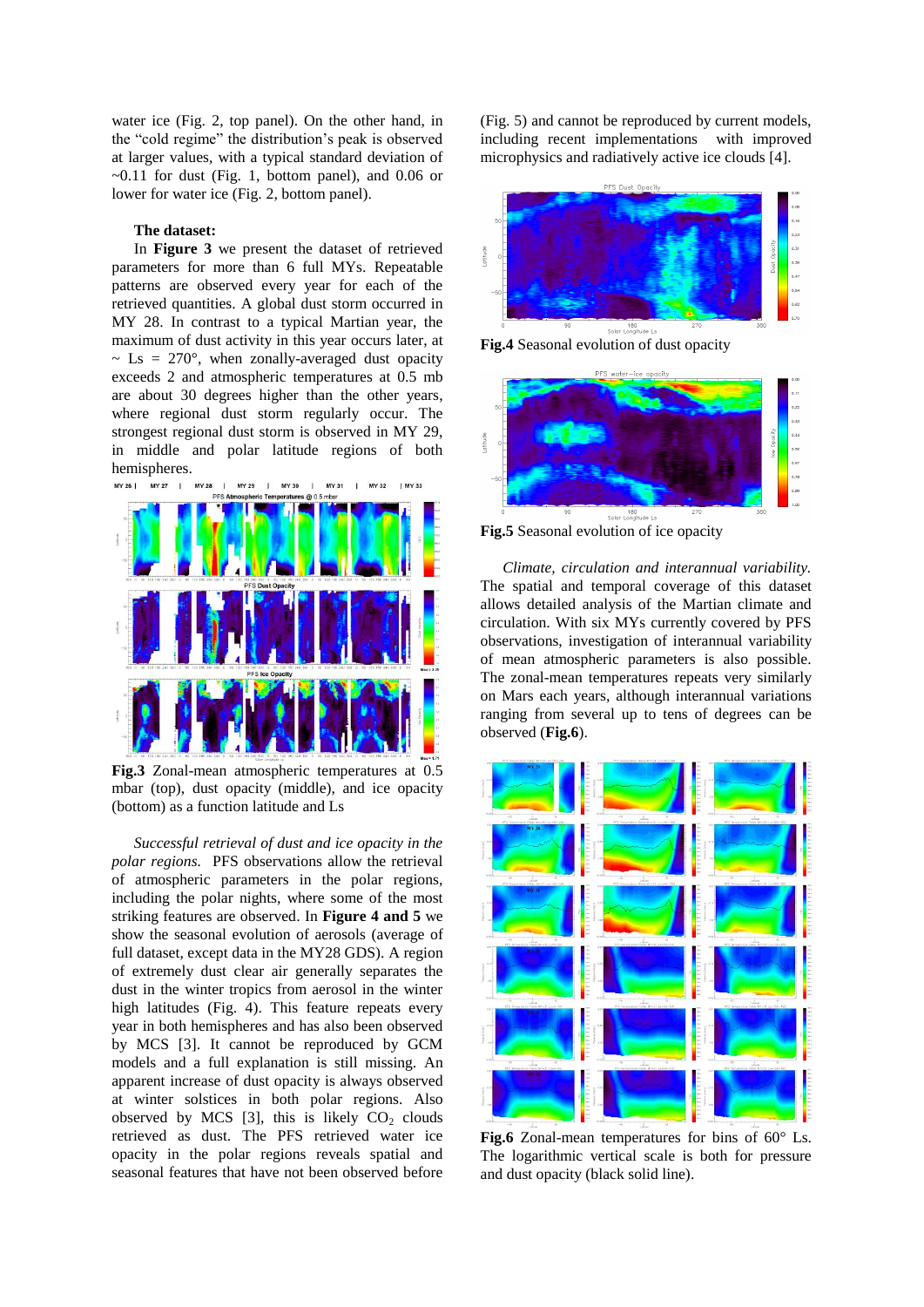water ice (Fig. 2, top panel). On the other hand, in the "cold regime" the distribution's peak is observed at larger values, with a typical standard deviation of ~0.11 for dust (Fig. 1, bottom panel), and 0.06 or lower for water ice (Fig. 2, bottom panel).

**The dataset:**

In **Figure 3** we present the dataset of retrieved parameters for more than 6 full MYs. Repeatable patterns are observed every year for each of the retrieved quantities. A global dust storm occurred in MY 28. In contrast to a typical Martian year, the maximum of dust activity in this year occurs later, at ~ Ls = 270°, when zonally-averaged dust opacity exceeds 2 and atmospheric temperatures at 0.5 mb are about 30 degrees higher than the other years, where regional dust storm regularly occur. The strongest regional dust storm is observed in MY 29, in middle and polar latitude regions of both hemispheres.

MY 26 | MY 27 | MY 28 | MY 29 | MY 30 | MY 31 | MY 32 | MY 33

PFS Atmospheric Temperatures @ 0.5 mbar

PFS Dust Opacity

PFS Ice Opacity

**Fig.3** Zonal-mean atmospheric temperatures at 0.5 mbar (top), dust opacity (middle), and ice opacity (bottom) as a function latitude and Ls

*Successful retrieval of dust and ice opacity in the polar regions.* PFS observations allow the retrieval of atmospheric parameters in the polar regions, including the polar nights, where some of the most striking features are observed. In **Figure 4 and 5** we show the seasonal evolution of aerosols (average of full dataset, except data in the MY28 GDS). A region of extremely dust clear air generally separates the dust in the winter tropics from aerosol in the winter high latitudes (Fig. 4). This feature repeats every year in both hemispheres and has also been observed by MCS [3]. It cannot be reproduced by GCM models and a full explanation is still missing. An apparent increase of dust opacity is always observed at winter solstices in both polar regions. Also observed by MCS [3], this is likely $CO_2$ clouds retrieved as dust. The PFS retrieved water ice opacity in the polar regions reveals spatial and seasonal features that have not been observed before (Fig. 5) and cannot be reproduced by current models, including recent implementations with improved microphysics and radiatively active ice clouds [4].

PFS Dust Opacity

**Fig.4** Seasonal evolution of dust opacity

PFS water-ice opacity

**Fig.5** Seasonal evolution of ice opacity

*Climate, circulation and interannual variability.* The spatial and temporal coverage of this dataset allows detailed analysis of the Martian climate and circulation. With six MYs currently covered by PFS observations, investigation of interannual variability of mean atmospheric parameters is also possible. The zonal-mean temperatures repeats very similarly on Mars each years, although interannual variations ranging from several up to tens of degrees can be observed (**Fig.6**).

**Fig.6** Zonal-mean temperatures for bins of 60° Ls. The logarithmic vertical scale is both for pressure and dust opacity (black solid line).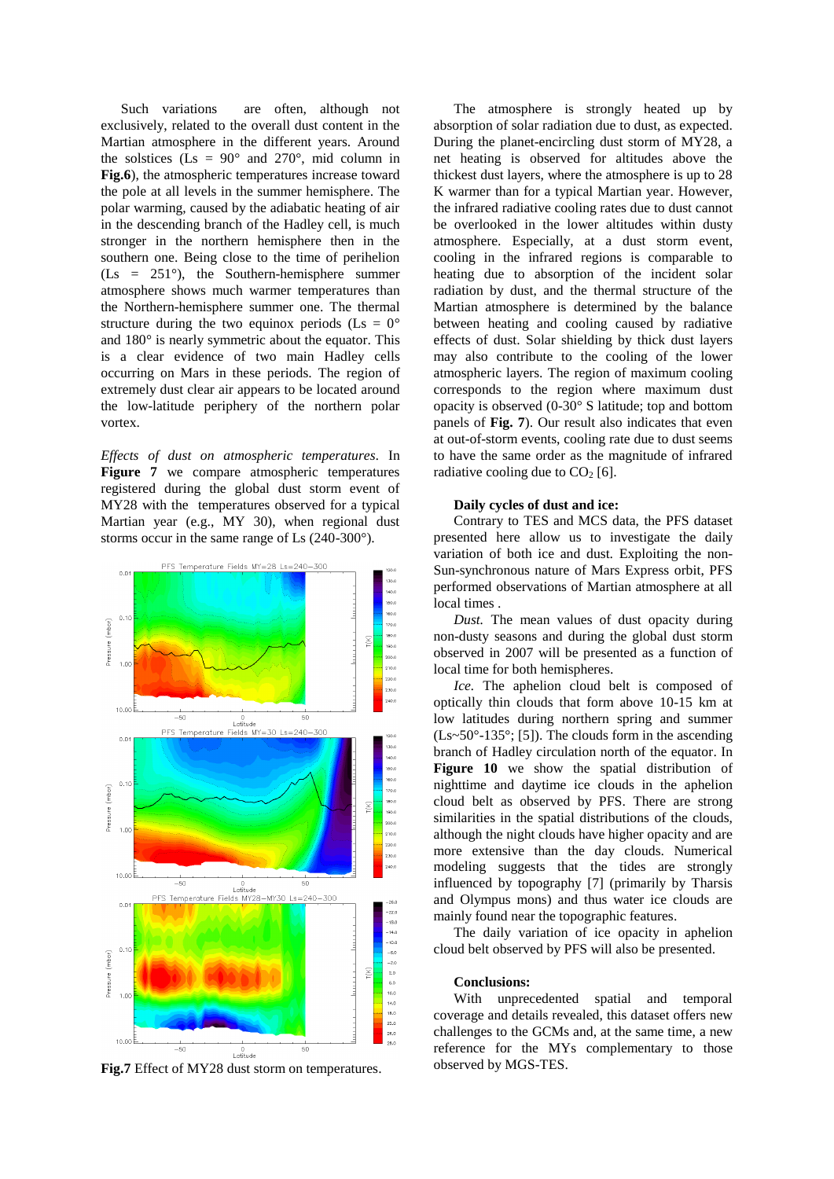Such variations are often, although not exclusively, related to the overall dust content in the Martian atmosphere in the different years. Around the solstices (Ls = 90° and 270°, mid column in **Fig.6**), the atmospheric temperatures increase toward the pole at all levels in the summer hemisphere. The polar warming, caused by the adiabatic heating of air in the descending branch of the Hadley cell, is much stronger in the northern hemisphere then in the southern one. Being close to the time of perihelion (Ls = 251°), the Southern-hemisphere summer atmosphere shows much warmer temperatures than the Northern-hemisphere summer one. The thermal structure during the two equinox periods (Ls = 0° and 180° is nearly symmetric about the equator. This is a clear evidence of two main Hadley cells occurring on Mars in these periods. The region of extremely dust clear air appears to be located around the low-latitude periphery of the northern polar vortex.

*Effects of dust on atmospheric temperatures*. In **Figure 7** we compare atmospheric temperatures registered during the global dust storm event of MY28 with the temperatures observed for a typical Martian year (e.g., MY 30), when regional dust storms occur in the same range of Ls (240-300°).

PFS Temperature Fields MY=28 Ls=240−300

PFS Temperature Fields MY=30 Ls=240−300

PFS Temperature Fields MY28−MY30 Ls=240−300

Pressure (mbar)

Latitude

T(K)

**Fig.7** Effect of MY28 dust storm on temperatures.

The atmosphere is strongly heated up by absorption of solar radiation due to dust, as expected. During the planet-encircling dust storm of MY28, a net heating is observed for altitudes above the thickest dust layers, where the atmosphere is up to 28 K warmer than for a typical Martian year. However, the infrared radiative cooling rates due to dust cannot be overlooked in the lower altitudes within dusty atmosphere. Especially, at a dust storm event, cooling in the infrared regions is comparable to heating due to absorption of the incident solar radiation by dust, and the thermal structure of the Martian atmosphere is determined by the balance between heating and cooling caused by radiative effects of dust. Solar shielding by thick dust layers may also contribute to the cooling of the lower atmospheric layers. The region of maximum cooling corresponds to the region where maximum dust opacity is observed (0-30° S latitude; top and bottom panels of **Fig. 7**). Our result also indicates that even at out-of-storm events, cooling rate due to dust seems to have the same order as the magnitude of infrared radiative cooling due to $CO_2$ [6].

**Daily cycles of dust and ice:**

Contrary to TES and MCS data, the PFS dataset presented here allow us to investigate the daily variation of both ice and dust. Exploiting the non-Sun-synchronous nature of Mars Express orbit, PFS performed observations of Martian atmosphere at all local times .

*Dust.* The mean values of dust opacity during non-dusty seasons and during the global dust storm observed in 2007 will be presented as a function of local time for both hemispheres.

*Ice.* The aphelion cloud belt is composed of optically thin clouds that form above 10-15 km at low latitudes during northern spring and summer (Ls~50°-135°; [5]). The clouds form in the ascending branch of Hadley circulation north of the equator. In **Figure 10** we show the spatial distribution of nighttime and daytime ice clouds in the aphelion cloud belt as observed by PFS. There are strong similarities in the spatial distributions of the clouds, although the night clouds have higher opacity and are more extensive than the day clouds. Numerical modeling suggests that the tides are strongly influenced by topography [7] (primarily by Tharsis and Olympus mons) and thus water ice clouds are mainly found near the topographic features.

The daily variation of ice opacity in aphelion cloud belt observed by PFS will also be presented.

**Conclusions:**

With unprecedented spatial and temporal coverage and details revealed, this dataset offers new challenges to the GCMs and, at the same time, a new reference for the MYs complementary to those observed by MGS-TES.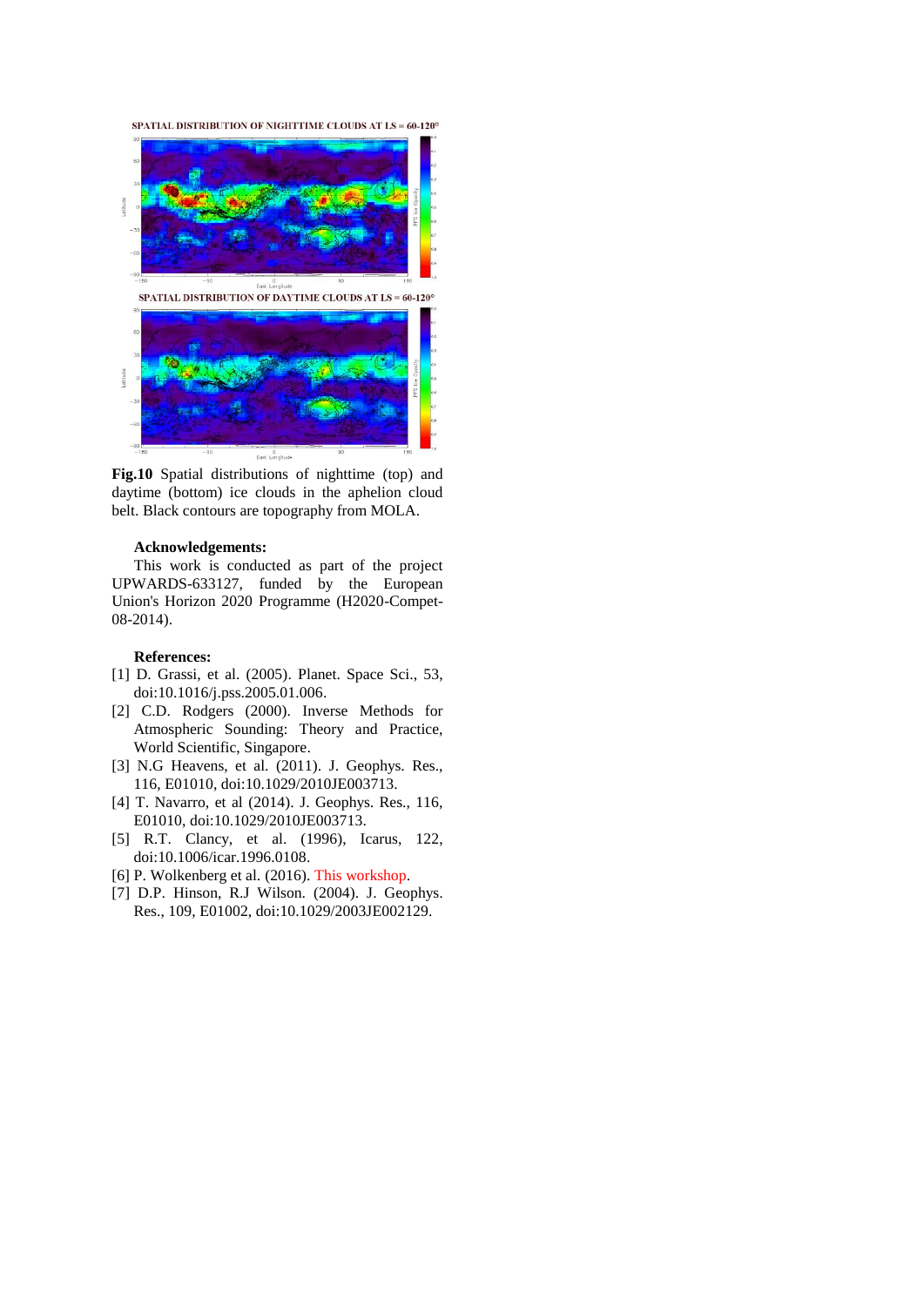SPATIAL DISTRIBUTION OF NIGHTTIME CLOUDS AT LS = 60-120°

SPATIAL DISTRIBUTION OF DAYTIME CLOUDS AT LS = 60-120°

**Fig.10** Spatial distributions of nighttime (top) and daytime (bottom) ice clouds in the aphelion cloud belt. Black contours are topography from MOLA.

**Acknowledgements:**

This work is conducted as part of the project UPWARDS-633127, funded by the European Union's Horizon 2020 Programme (H2020-Compet-08-2014).

**References:**

[1] D. Grassi, et al. (2005). Planet. Space Sci., 53, doi:10.1016/j.pss.2005.01.006.
[2] C.D. Rodgers (2000). Inverse Methods for Atmospheric Sounding: Theory and Practice, World Scientific, Singapore.
[3] N.G Heavens, et al. (2011). J. Geophys. Res., 116, E01010, doi:10.1029/2010JE003713.
[4] T. Navarro, et al (2014). J. Geophys. Res., 116, E01010, doi:10.1029/2010JE003713.
[5] R.T. Clancy, et al. (1996), Icarus, 122, doi:10.1006/icar.1996.0108.
[6] P. Wolkenberg et al. (2016). This workshop.
[7] D.P. Hinson, R.J Wilson. (2004). J. Geophys. Res., 109, E01002, doi:10.1029/2003JE002129.